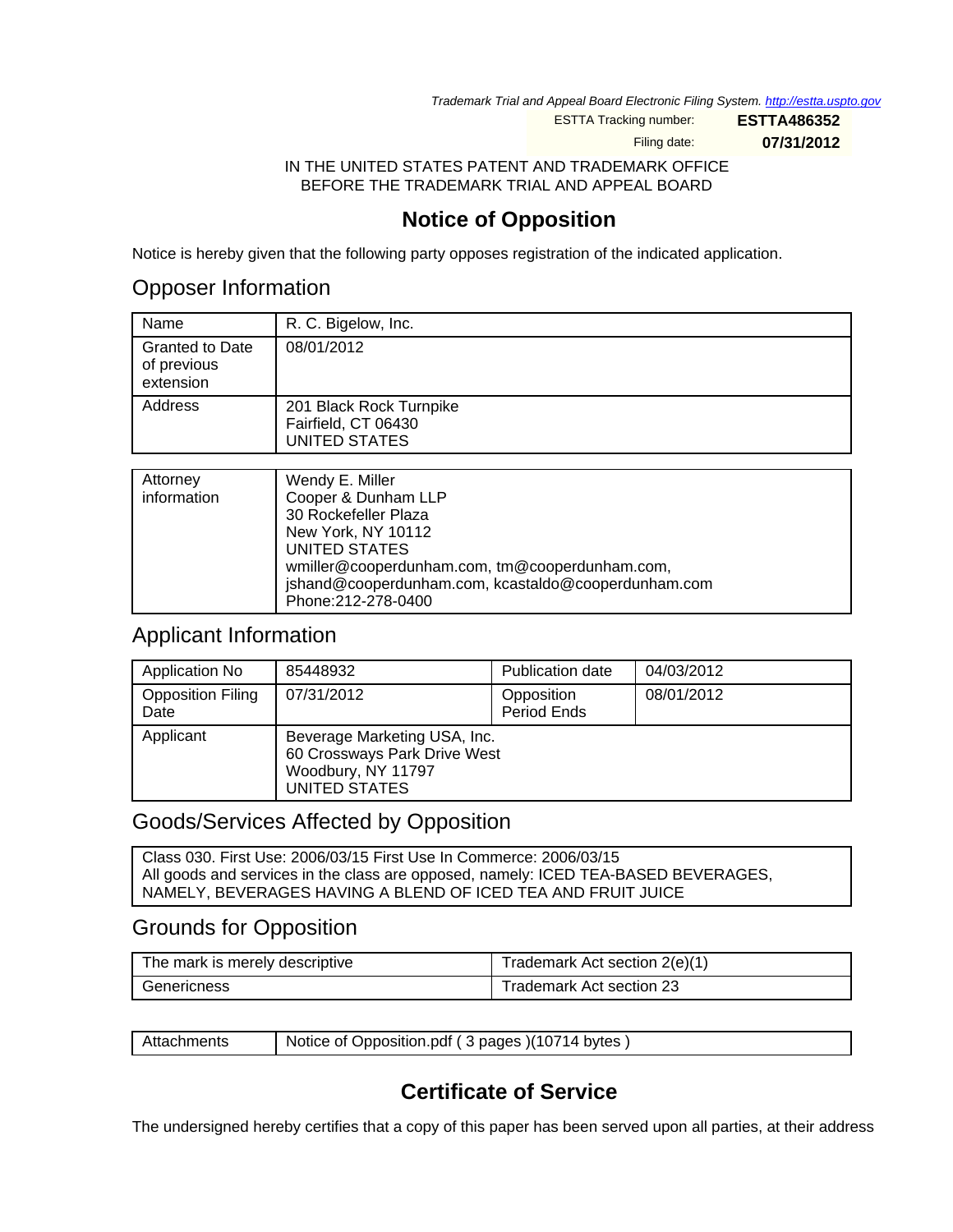*Trademark Trial and Appeal Board Electronic Filing System. http://estta.uspto.gov*

| | |
|---|---|
| ESTTA Tracking number: | **ESTTA486352** |
| Filing date: | **07/31/2012** |

IN THE UNITED STATES PATENT AND TRADEMARK OFFICE
BEFORE THE TRADEMARK TRIAL AND APPEAL BOARD

# Notice of Opposition

Notice is hereby given that the following party opposes registration of the indicated application.

## Opposer Information

| | |
|---|---|
| Name | R. C. Bigelow, Inc. |
| Granted to Date of previous extension | 08/01/2012 |
| Address | 201 Black Rock Turnpike<br>Fairfield, CT 06430<br>UNITED STATES |

| | |
|---|---|
| Attorney information | Wendy E. Miller<br>Cooper & Dunham LLP<br>30 Rockefeller Plaza<br>New York, NY 10112<br>UNITED STATES<br>wmiller@cooperdunham.com, tm@cooperdunham.com, jshand@cooperdunham.com, kcastaldo@cooperdunham.com<br>Phone:212-278-0400 |

## Applicant Information

| | | | |
|---|---|---|---|
| Application No | 85448932 | Publication date | 04/03/2012 |
| Opposition Filing Date | 07/31/2012 | Opposition Period Ends | 08/01/2012 |
| Applicant | Beverage Marketing USA, Inc.<br>60 Crossways Park Drive West<br>Woodbury, NY 11797<br>UNITED STATES | | |

## Goods/Services Affected by Opposition

Class 030. First Use: 2006/03/15 First Use In Commerce: 2006/03/15
All goods and services in the class are opposed, namely: ICED TEA-BASED BEVERAGES, NAMELY, BEVERAGES HAVING A BLEND OF ICED TEA AND FRUIT JUICE

## Grounds for Opposition

| | |
|---|---|
| The mark is merely descriptive | Trademark Act section 2(e)(1) |
| Genericness | Trademark Act section 23 |

| | |
|---|---|
| Attachments | Notice of Opposition.pdf ( 3 pages )(10714 bytes ) |

# Certificate of Service

The undersigned hereby certifies that a copy of this paper has been served upon all parties, at their address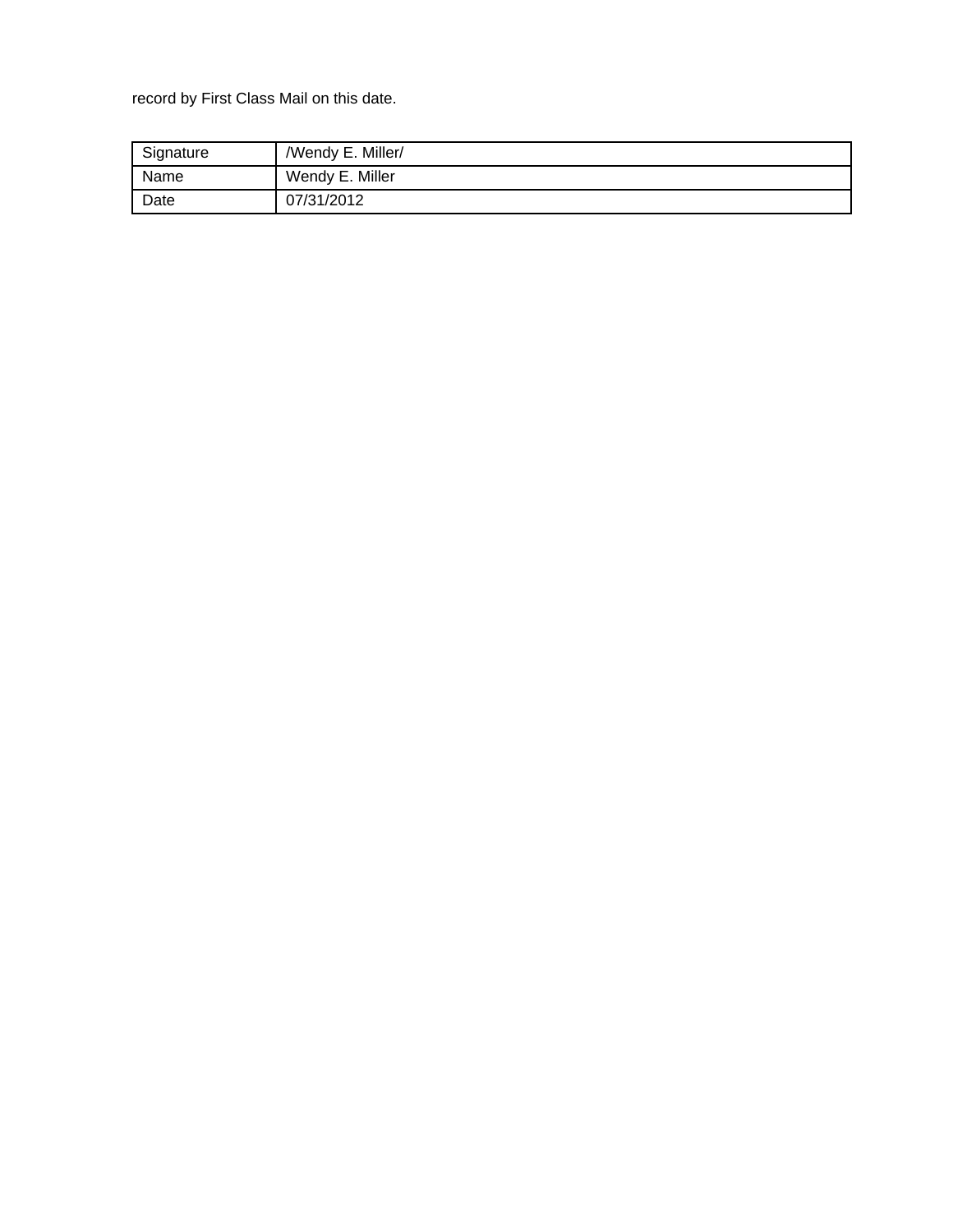record by First Class Mail on this date.

| Signature | /Wendy E. Miller/ |
| --- | --- |
| Name | Wendy E. Miller |
| Date | 07/31/2012 |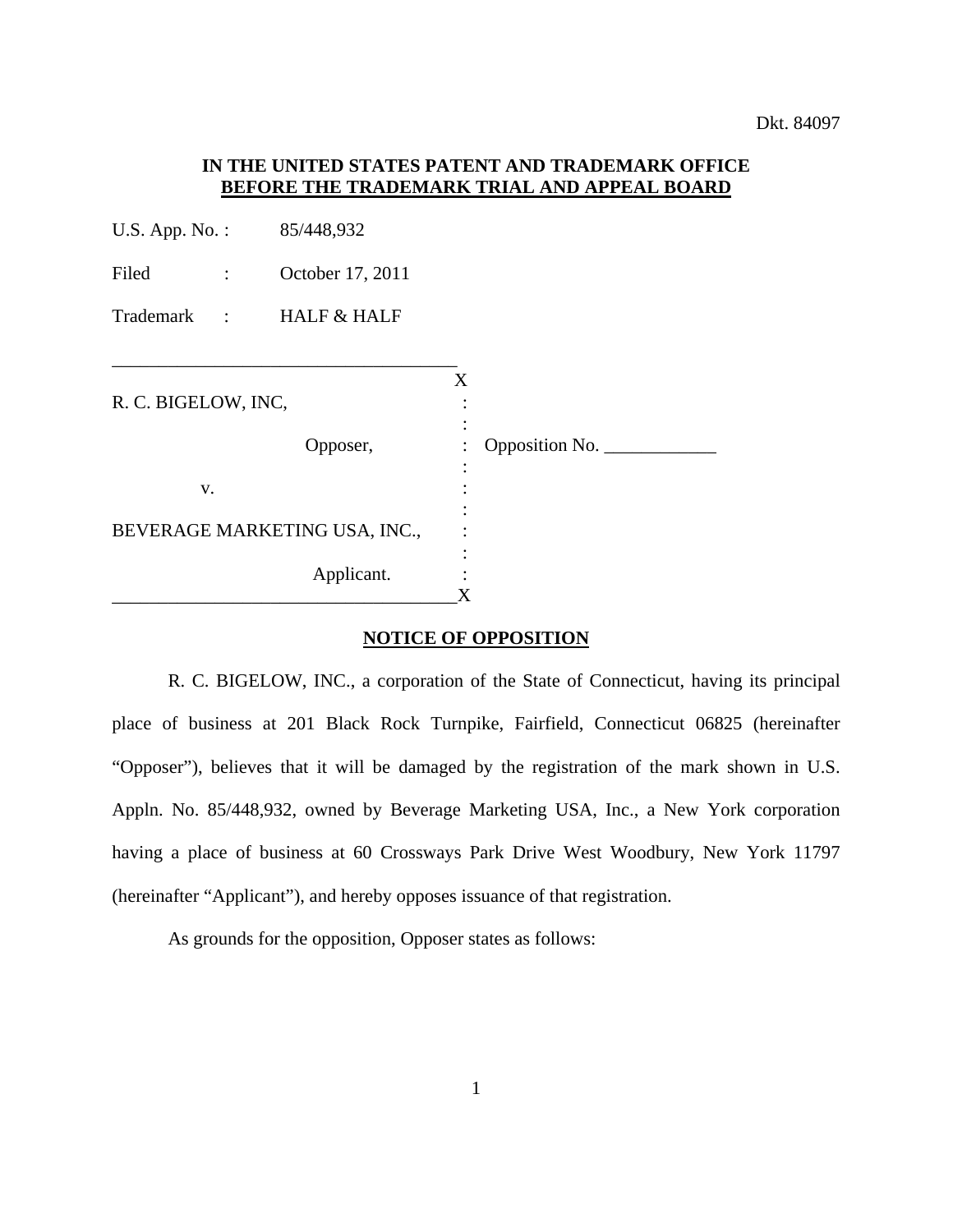Dkt. 84097

**IN THE UNITED STATES PATENT AND TRADEMARK OFFICE**
**BEFORE THE TRADEMARK TRIAL AND APPEAL BOARD**

U.S. App. No. : 85/448,932

Filed : October 17, 2011

Trademark : HALF & HALF

| | | |
|---|---|---|
| R. C. BIGELOW, INC, | : | |
| Opposer, | : | Opposition No. ____________ |
| v. | : | |
| BEVERAGE MARKETING USA, INC., | : | |
| Applicant. | : | |

**NOTICE OF OPPOSITION**

R. C. BIGELOW, INC., a corporation of the State of Connecticut, having its principal place of business at 201 Black Rock Turnpike, Fairfield, Connecticut 06825 (hereinafter "Opposer"), believes that it will be damaged by the registration of the mark shown in U.S. Appln. No. 85/448,932, owned by Beverage Marketing USA, Inc., a New York corporation having a place of business at 60 Crossways Park Drive West Woodbury, New York 11797 (hereinafter "Applicant"), and hereby opposes issuance of that registration.

As grounds for the opposition, Opposer states as follows: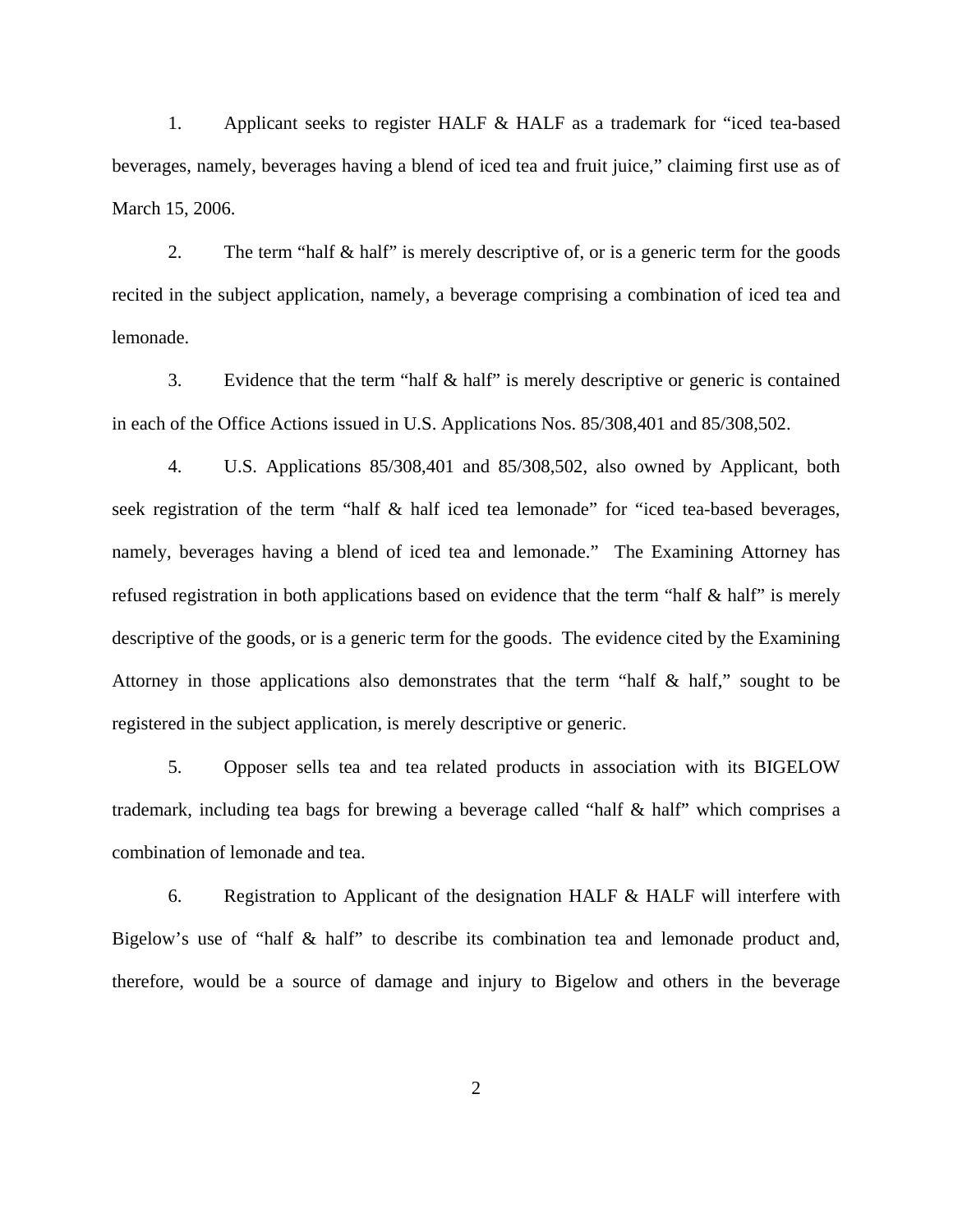1. Applicant seeks to register HALF & HALF as a trademark for "iced tea-based beverages, namely, beverages having a blend of iced tea and fruit juice," claiming first use as of March 15, 2006.

2. The term "half & half" is merely descriptive of, or is a generic term for the goods recited in the subject application, namely, a beverage comprising a combination of iced tea and lemonade.

3. Evidence that the term "half & half" is merely descriptive or generic is contained in each of the Office Actions issued in U.S. Applications Nos. 85/308,401 and 85/308,502.

4. U.S. Applications 85/308,401 and 85/308,502, also owned by Applicant, both seek registration of the term "half & half iced tea lemonade" for "iced tea-based beverages, namely, beverages having a blend of iced tea and lemonade." The Examining Attorney has refused registration in both applications based on evidence that the term "half & half" is merely descriptive of the goods, or is a generic term for the goods. The evidence cited by the Examining Attorney in those applications also demonstrates that the term "half & half," sought to be registered in the subject application, is merely descriptive or generic.

5. Opposer sells tea and tea related products in association with its BIGELOW trademark, including tea bags for brewing a beverage called "half & half" which comprises a combination of lemonade and tea.

6. Registration to Applicant of the designation HALF & HALF will interfere with Bigelow's use of "half & half" to describe its combination tea and lemonade product and, therefore, would be a source of damage and injury to Bigelow and others in the beverage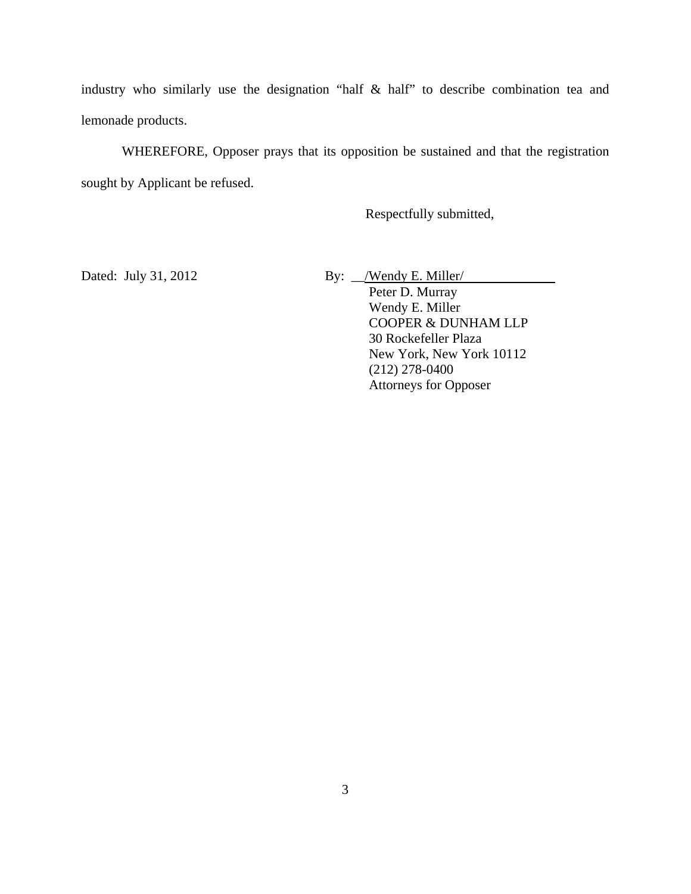industry who similarly use the designation "half & half" to describe combination tea and lemonade products.

WHEREFORE, Opposer prays that its opposition be sustained and that the registration sought by Applicant be refused.

Respectfully submitted,

Dated: July 31, 2012

By: /Wendy E. Miller/

Peter D. Murray
Wendy E. Miller
COOPER & DUNHAM LLP
30 Rockefeller Plaza
New York, New York 10112
(212) 278-0400
Attorneys for Opposer